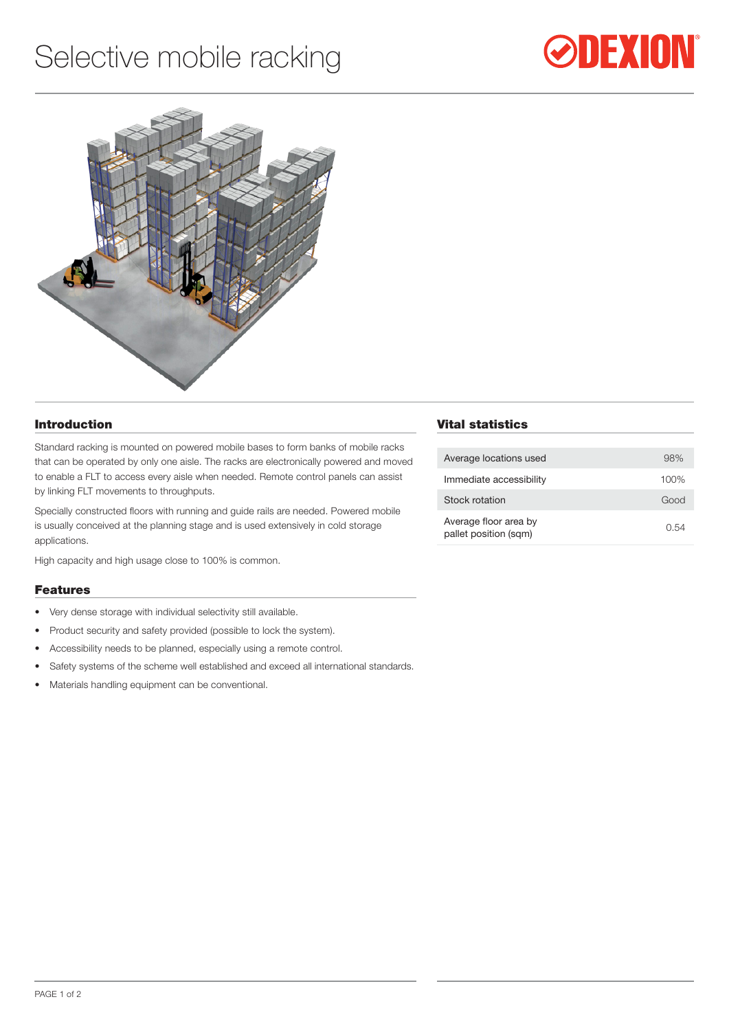# Selective mobile racking

## Introduction

Standard racking is mounted on powered mobile bases to form banks of mobile racks that can be operated by only one aisle. The racks are electronically powered and moved to enable a FLT to access every aisle when needed. Remote control panels can assist by linking FLT movements to throughputs.

Specially constructed floors with running and guide rails are needed. Powered mobile is usually conceived at the planning stage and is used extensively in cold storage applications.

High capacity and high usage close to 100% is common.

## Features

- Very dense storage with individual selectivity still available.
- Product security and safety provided (possible to lock the system).
- Accessibility needs to be planned, especially using a remote control.
- Safety systems of the scheme well established and exceed all international standards.
- Materials handling equipment can be conventional.

## Vital statistics

| | |
|---|---|
| Average locations used | 98% |
| Immediate accessibility | 100% |
| Stock rotation | Good |
| Average floor area by pallet position (sqm) | 0.54 |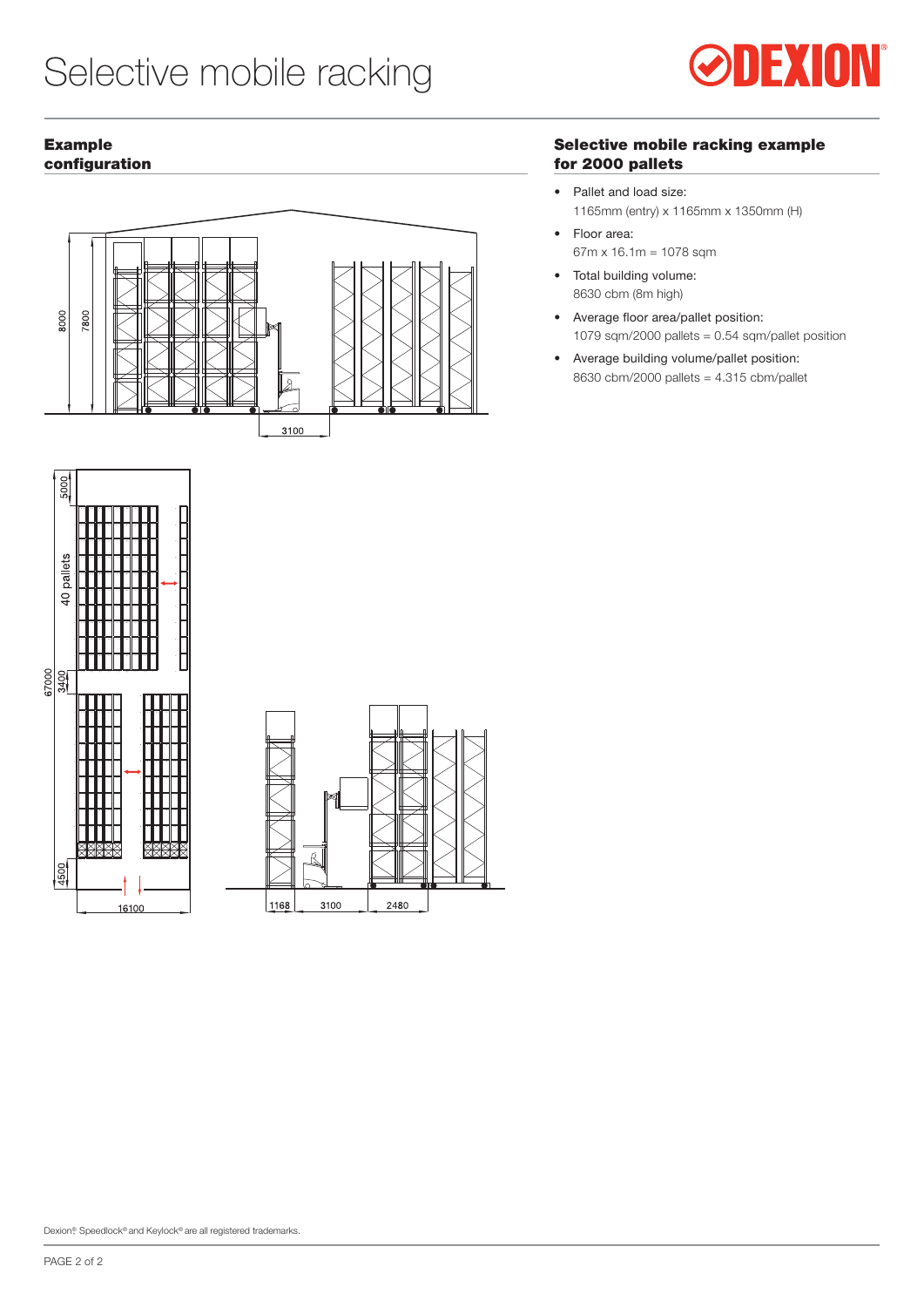# Selective mobile racking

## Example configuration

8000
7800
3100

5000
40 pallets
67000
3400
4500
16100

1168
3100
2480

## Selective mobile racking example for 2000 pallets

- Pallet and load size:
  1165mm (entry) x 1165mm x 1350mm (H)
- Floor area:
  67m x 16.1m = 1078 sqm
- Total building volume:
  8630 cbm (8m high)
- Average floor area/pallet position:
  1079 sqm/2000 pallets = 0.54 sqm/pallet position
- Average building volume/pallet position:
  8630 cbm/2000 pallets = 4.315 cbm/pallet

Dexion® Speedlock® and Keylock® are all registered trademarks.